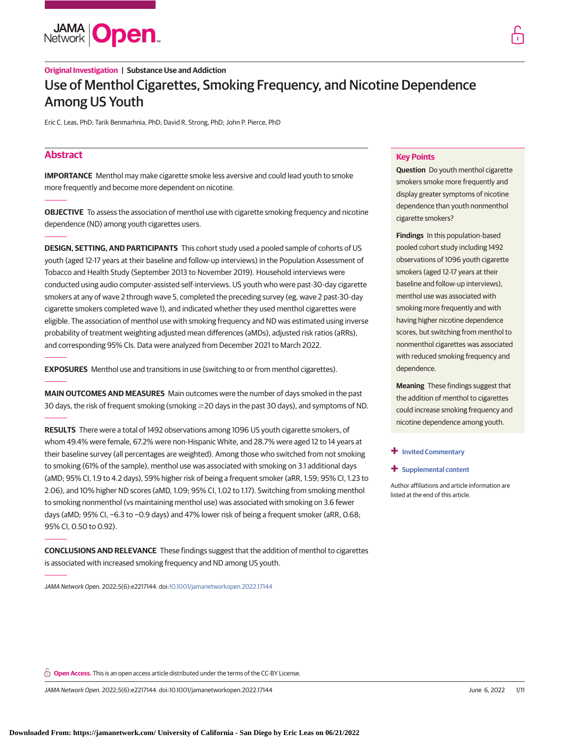Original Investigation | Substance Use and Addiction

# Use of Menthol Cigarettes, Smoking Frequency, and Nicotine Dependence Among US Youth

Eric C. Leas, PhD; Tarik Benmarhnia, PhD; David R. Strong, PhD; John P. Pierce, PhD

## Abstract

**IMPORTANCE** Menthol may make cigarette smoke less aversive and could lead youth to smoke more frequently and become more dependent on nicotine.

**OBJECTIVE** To assess the association of menthol use with cigarette smoking frequency and nicotine dependence (ND) among youth cigarettes users.

**DESIGN, SETTING, AND PARTICIPANTS** This cohort study used a pooled sample of cohorts of US youth (aged 12-17 years at their baseline and follow-up interviews) in the Population Assessment of Tobacco and Health Study (September 2013 to November 2019). Household interviews were conducted using audio computer-assisted self-interviews. US youth who were past-30-day cigarette smokers at any of wave 2 through wave 5, completed the preceding survey (eg, wave 2 past-30-day cigarette smokers completed wave 1), and indicated whether they used menthol cigarettes were eligible. The association of menthol use with smoking frequency and ND was estimated using inverse probability of treatment weighting adjusted mean differences (aMDs), adjusted risk ratios (aRRs), and corresponding 95% CIs. Data were analyzed from December 2021 to March 2022.

**EXPOSURES** Menthol use and transitions in use (switching to or from menthol cigarettes).

**MAIN OUTCOMES AND MEASURES** Main outcomes were the number of days smoked in the past 30 days, the risk of frequent smoking (smoking ≥20 days in the past 30 days), and symptoms of ND.

**RESULTS** There were a total of 1492 observations among 1096 US youth cigarette smokers, of whom 49.4% were female, 67.2% were non-Hispanic White, and 28.7% were aged 12 to 14 years at their baseline survey (all percentages are weighted). Among those who switched from not smoking to smoking (61% of the sample), menthol use was associated with smoking on 3.1 additional days (aMD; 95% CI, 1.9 to 4.2 days), 59% higher risk of being a frequent smoker (aRR, 1.59; 95% CI, 1.23 to 2.06), and 10% higher ND scores (aMD, 1.09; 95% CI, 1.02 to 1.17). Switching from smoking menthol to smoking nonmenthol (vs maintaining menthol use) was associated with smoking on 3.6 fewer days (aMD; 95% CI, −6.3 to −0.9 days) and 47% lower risk of being a frequent smoker (aRR, 0.68; 95% CI, 0.50 to 0.92).

**CONCLUSIONS AND RELEVANCE** These findings suggest that the addition of menthol to cigarettes is associated with increased smoking frequency and ND among US youth.

*JAMA Network Open*. 2022;5(6):e2217144. doi:10.1001/jamanetworkopen.2022.17144

## Key Points

**Question** Do youth menthol cigarette smokers smoke more frequently and display greater symptoms of nicotine dependence than youth nonmenthol cigarette smokers?

**Findings** In this population-based pooled cohort study including 1492 observations of 1096 youth cigarette smokers (aged 12-17 years at their baseline and follow-up interviews), menthol use was associated with smoking more frequently and with having higher nicotine dependence scores, but switching from menthol to nonmenthol cigarettes was associated with reduced smoking frequency and dependence.

**Meaning** These findings suggest that the addition of menthol to cigarettes could increase smoking frequency and nicotine dependence among youth.

+ Invited Commentary

+ Supplemental content

Author affiliations and article information are listed at the end of this article.

**Open Access.** This is an open access article distributed under the terms of the CC-BY License.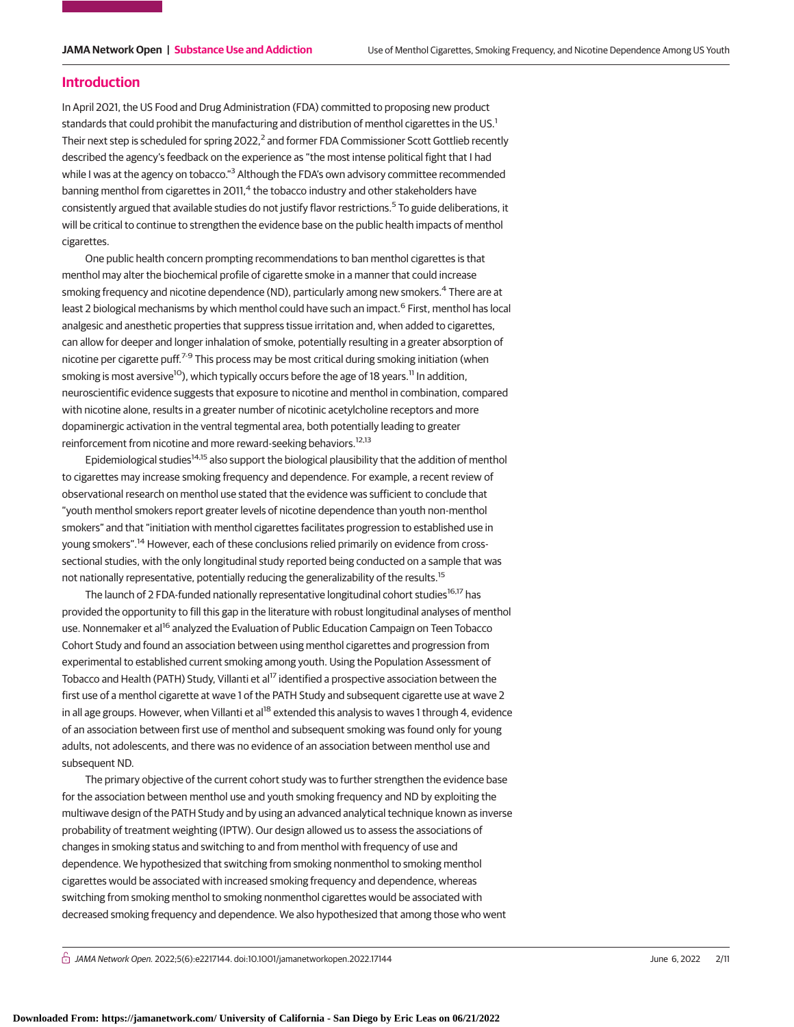## Introduction

In April 2021, the US Food and Drug Administration (FDA) committed to proposing new product standards that could prohibit the manufacturing and distribution of menthol cigarettes in the US.[1] Their next step is scheduled for spring 2022,[2] and former FDA Commissioner Scott Gottlieb recently described the agency's feedback on the experience as "the most intense political fight that I had while I was at the agency on tobacco."[3] Although the FDA's own advisory committee recommended banning menthol from cigarettes in 2011,[4] the tobacco industry and other stakeholders have consistently argued that available studies do not justify flavor restrictions.[5] To guide deliberations, it will be critical to continue to strengthen the evidence base on the public health impacts of menthol cigarettes.

One public health concern prompting recommendations to ban menthol cigarettes is that menthol may alter the biochemical profile of cigarette smoke in a manner that could increase smoking frequency and nicotine dependence (ND), particularly among new smokers.[4] There are at least 2 biological mechanisms by which menthol could have such an impact.[6] First, menthol has local analgesic and anesthetic properties that suppress tissue irritation and, when added to cigarettes, can allow for deeper and longer inhalation of smoke, potentially resulting in a greater absorption of nicotine per cigarette puff.[7-9] This process may be most critical during smoking initiation (when smoking is most aversive[10]), which typically occurs before the age of 18 years.[11] In addition, neuroscientific evidence suggests that exposure to nicotine and menthol in combination, compared with nicotine alone, results in a greater number of nicotinic acetylcholine receptors and more dopaminergic activation in the ventral tegmental area, both potentially leading to greater reinforcement from nicotine and more reward-seeking behaviors.[12,13]

Epidemiological studies[14,15] also support the biological plausibility that the addition of menthol to cigarettes may increase smoking frequency and dependence. For example, a recent review of observational research on menthol use stated that the evidence was sufficient to conclude that "youth menthol smokers report greater levels of nicotine dependence than youth non-menthol smokers" and that "initiation with menthol cigarettes facilitates progression to established use in young smokers".[14] However, each of these conclusions relied primarily on evidence from cross-sectional studies, with the only longitudinal study reported being conducted on a sample that was not nationally representative, potentially reducing the generalizability of the results.[15]

The launch of 2 FDA-funded nationally representative longitudinal cohort studies[16,17] has provided the opportunity to fill this gap in the literature with robust longitudinal analyses of menthol use. Nonnemaker et al[16] analyzed the Evaluation of Public Education Campaign on Teen Tobacco Cohort Study and found an association between using menthol cigarettes and progression from experimental to established current smoking among youth. Using the Population Assessment of Tobacco and Health (PATH) Study, Villanti et al[17] identified a prospective association between the first use of a menthol cigarette at wave 1 of the PATH Study and subsequent cigarette use at wave 2 in all age groups. However, when Villanti et al[18] extended this analysis to waves 1 through 4, evidence of an association between first use of menthol and subsequent smoking was found only for young adults, not adolescents, and there was no evidence of an association between menthol use and subsequent ND.

The primary objective of the current cohort study was to further strengthen the evidence base for the association between menthol use and youth smoking frequency and ND by exploiting the multiwave design of the PATH Study and by using an advanced analytical technique known as inverse probability of treatment weighting (IPTW). Our design allowed us to assess the associations of changes in smoking status and switching to and from menthol with frequency of use and dependence. We hypothesized that switching from smoking nonmenthol to smoking menthol cigarettes would be associated with increased smoking frequency and dependence, whereas switching from smoking menthol to smoking nonmenthol cigarettes would be associated with decreased smoking frequency and dependence. We also hypothesized that among those who went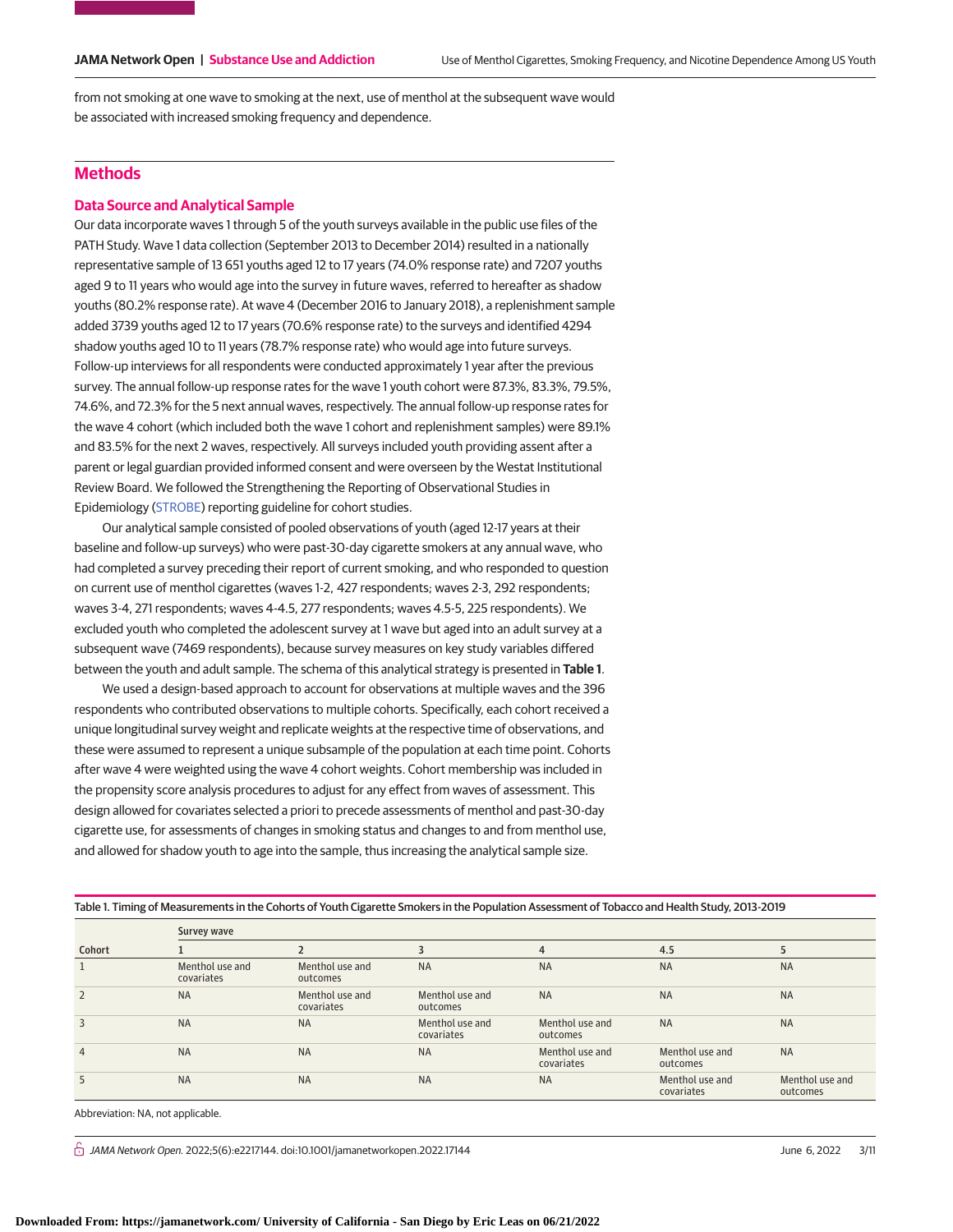from not smoking at one wave to smoking at the next, use of menthol at the subsequent wave would be associated with increased smoking frequency and dependence.

## Methods

### Data Source and Analytical Sample

Our data incorporate waves 1 through 5 of the youth surveys available in the public use files of the PATH Study. Wave 1 data collection (September 2013 to December 2014) resulted in a nationally representative sample of 13 651 youths aged 12 to 17 years (74.0% response rate) and 7207 youths aged 9 to 11 years who would age into the survey in future waves, referred to hereafter as shadow youths (80.2% response rate). At wave 4 (December 2016 to January 2018), a replenishment sample added 3739 youths aged 12 to 17 years (70.6% response rate) to the surveys and identified 4294 shadow youths aged 10 to 11 years (78.7% response rate) who would age into future surveys. Follow-up interviews for all respondents were conducted approximately 1 year after the previous survey. The annual follow-up response rates for the wave 1 youth cohort were 87.3%, 83.3%, 79.5%, 74.6%, and 72.3% for the 5 next annual waves, respectively. The annual follow-up response rates for the wave 4 cohort (which included both the wave 1 cohort and replenishment samples) were 89.1% and 83.5% for the next 2 waves, respectively. All surveys included youth providing assent after a parent or legal guardian provided informed consent and were overseen by the Westat Institutional Review Board. We followed the Strengthening the Reporting of Observational Studies in Epidemiology (STROBE) reporting guideline for cohort studies.

Our analytical sample consisted of pooled observations of youth (aged 12-17 years at their baseline and follow-up surveys) who were past-30-day cigarette smokers at any annual wave, who had completed a survey preceding their report of current smoking, and who responded to question on current use of menthol cigarettes (waves 1-2, 427 respondents; waves 2-3, 292 respondents; waves 3-4, 271 respondents; waves 4-4.5, 277 respondents; waves 4.5-5, 225 respondents). We excluded youth who completed the adolescent survey at 1 wave but aged into an adult survey at a subsequent wave (7469 respondents), because survey measures on key study variables differed between the youth and adult sample. The schema of this analytical strategy is presented in **Table 1**.

We used a design-based approach to account for observations at multiple waves and the 396 respondents who contributed observations to multiple cohorts. Specifically, each cohort received a unique longitudinal survey weight and replicate weights at the respective time of observations, and these were assumed to represent a unique subsample of the population at each time point. Cohorts after wave 4 were weighted using the wave 4 cohort weights. Cohort membership was included in the propensity score analysis procedures to adjust for any effect from waves of assessment. This design allowed for covariates selected a priori to precede assessments of menthol and past-30-day cigarette use, for assessments of changes in smoking status and changes to and from menthol use, and allowed for shadow youth to age into the sample, thus increasing the analytical sample size.

Table 1. Timing of Measurements in the Cohorts of Youth Cigarette Smokers in the Population Assessment of Tobacco and Health Study, 2013-2019

| Cohort | Survey wave | | | | | |
|---|---|---|---|---|---|---|
| | 1 | 2 | 3 | 4 | 4.5 | 5 |
| 1 | Menthol use and covariates | Menthol use and outcomes | NA | NA | NA | NA |
| 2 | NA | Menthol use and covariates | Menthol use and outcomes | NA | NA | NA |
| 3 | NA | NA | Menthol use and covariates | Menthol use and outcomes | NA | NA |
| 4 | NA | NA | NA | Menthol use and covariates | Menthol use and outcomes | NA |
| 5 | NA | NA | NA | NA | Menthol use and covariates | Menthol use and outcomes |

Abbreviation: NA, not applicable.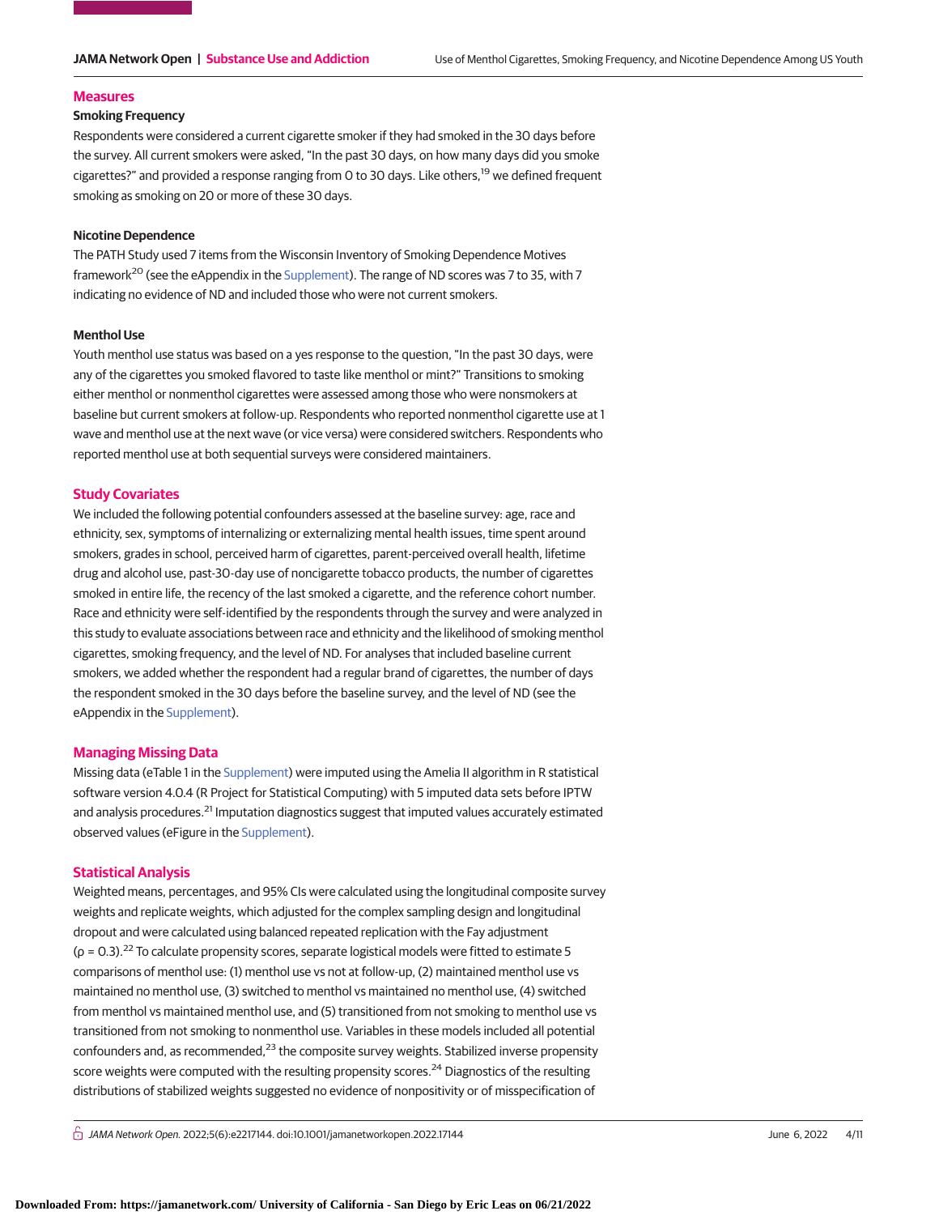## Measures

### Smoking Frequency

Respondents were considered a current cigarette smoker if they had smoked in the 30 days before the survey. All current smokers were asked, "In the past 30 days, on how many days did you smoke cigarettes?" and provided a response ranging from 0 to 30 days. Like others,[19] we defined frequent smoking as smoking on 20 or more of these 30 days.

### Nicotine Dependence

The PATH Study used 7 items from the Wisconsin Inventory of Smoking Dependence Motives framework[20] (see the eAppendix in the Supplement). The range of ND scores was 7 to 35, with 7 indicating no evidence of ND and included those who were not current smokers.

### Menthol Use

Youth menthol use status was based on a yes response to the question, "In the past 30 days, were any of the cigarettes you smoked flavored to taste like menthol or mint?" Transitions to smoking either menthol or nonmenthol cigarettes were assessed among those who were nonsmokers at baseline but current smokers at follow-up. Respondents who reported nonmenthol cigarette use at 1 wave and menthol use at the next wave (or vice versa) were considered switchers. Respondents who reported menthol use at both sequential surveys were considered maintainers.

## Study Covariates

We included the following potential confounders assessed at the baseline survey: age, race and ethnicity, sex, symptoms of internalizing or externalizing mental health issues, time spent around smokers, grades in school, perceived harm of cigarettes, parent-perceived overall health, lifetime drug and alcohol use, past-30-day use of noncigarette tobacco products, the number of cigarettes smoked in entire life, the recency of the last smoked a cigarette, and the reference cohort number. Race and ethnicity were self-identified by the respondents through the survey and were analyzed in this study to evaluate associations between race and ethnicity and the likelihood of smoking menthol cigarettes, smoking frequency, and the level of ND. For analyses that included baseline current smokers, we added whether the respondent had a regular brand of cigarettes, the number of days the respondent smoked in the 30 days before the baseline survey, and the level of ND (see the eAppendix in the Supplement).

## Managing Missing Data

Missing data (eTable 1 in the Supplement) were imputed using the Amelia II algorithm in R statistical software version 4.0.4 (R Project for Statistical Computing) with 5 imputed data sets before IPTW and analysis procedures.[21] Imputation diagnostics suggest that imputed values accurately estimated observed values (eFigure in the Supplement).

## Statistical Analysis

Weighted means, percentages, and 95% CIs were calculated using the longitudinal composite survey weights and replicate weights, which adjusted for the complex sampling design and longitudinal dropout and were calculated using balanced repeated replication with the Fay adjustment ($\rho = 0.3$).[22] To calculate propensity scores, separate logistical models were fitted to estimate 5 comparisons of menthol use: (1) menthol use vs not at follow-up, (2) maintained menthol use vs maintained no menthol use, (3) switched to menthol vs maintained no menthol use, (4) switched from menthol vs maintained menthol use, and (5) transitioned from not smoking to menthol use vs transitioned from not smoking to nonmenthol use. Variables in these models included all potential confounders and, as recommended,[23] the composite survey weights. Stabilized inverse propensity score weights were computed with the resulting propensity scores.[24] Diagnostics of the resulting distributions of stabilized weights suggested no evidence of nonpositivity or of misspecification of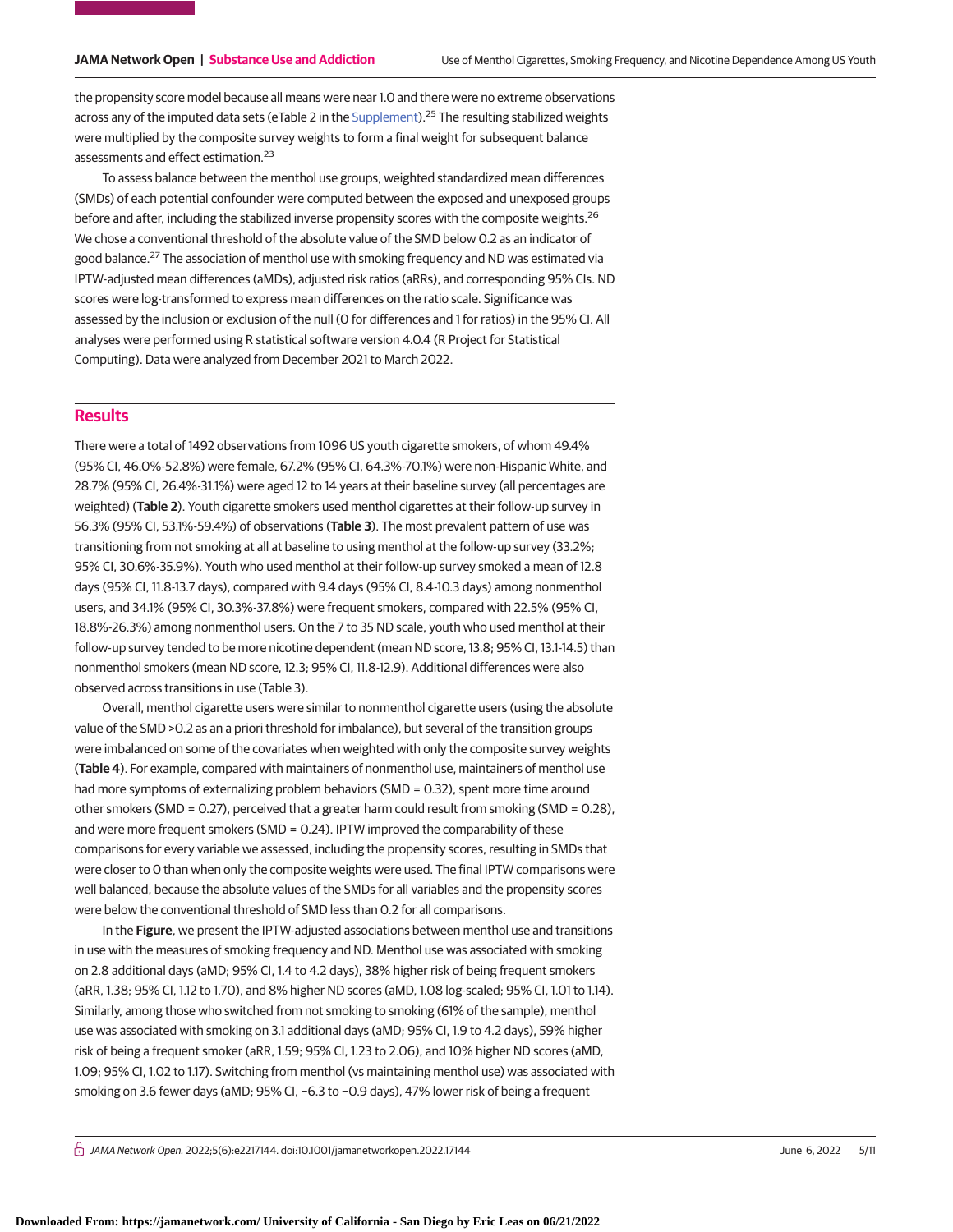the propensity score model because all means were near 1.0 and there were no extreme observations across any of the imputed data sets (eTable 2 in the Supplement).[25] The resulting stabilized weights were multiplied by the composite survey weights to form a final weight for subsequent balance assessments and effect estimation.[23]

To assess balance between the menthol use groups, weighted standardized mean differences (SMDs) of each potential confounder were computed between the exposed and unexposed groups before and after, including the stabilized inverse propensity scores with the composite weights.[26] We chose a conventional threshold of the absolute value of the SMD below 0.2 as an indicator of good balance.[27] The association of menthol use with smoking frequency and ND was estimated via IPTW-adjusted mean differences (aMDs), adjusted risk ratios (aRRs), and corresponding 95% CIs. ND scores were log-transformed to express mean differences on the ratio scale. Significance was assessed by the inclusion or exclusion of the null (0 for differences and 1 for ratios) in the 95% CI. All analyses were performed using R statistical software version 4.0.4 (R Project for Statistical Computing). Data were analyzed from December 2021 to March 2022.

## Results

There were a total of 1492 observations from 1096 US youth cigarette smokers, of whom 49.4% (95% CI, 46.0%-52.8%) were female, 67.2% (95% CI, 64.3%-70.1%) were non-Hispanic White, and 28.7% (95% CI, 26.4%-31.1%) were aged 12 to 14 years at their baseline survey (all percentages are weighted) (**Table 2**). Youth cigarette smokers used menthol cigarettes at their follow-up survey in 56.3% (95% CI, 53.1%-59.4%) of observations (**Table 3**). The most prevalent pattern of use was transitioning from not smoking at all at baseline to using menthol at the follow-up survey (33.2%; 95% CI, 30.6%-35.9%). Youth who used menthol at their follow-up survey smoked a mean of 12.8 days (95% CI, 11.8-13.7 days), compared with 9.4 days (95% CI, 8.4-10.3 days) among nonmenthol users, and 34.1% (95% CI, 30.3%-37.8%) were frequent smokers, compared with 22.5% (95% CI, 18.8%-26.3%) among nonmenthol users. On the 7 to 35 ND scale, youth who used menthol at their follow-up survey tended to be more nicotine dependent (mean ND score, 13.8; 95% CI, 13.1-14.5) than nonmenthol smokers (mean ND score, 12.3; 95% CI, 11.8-12.9). Additional differences were also observed across transitions in use (Table 3).

Overall, menthol cigarette users were similar to nonmenthol cigarette users (using the absolute value of the SMD >0.2 as an a priori threshold for imbalance), but several of the transition groups were imbalanced on some of the covariates when weighted with only the composite survey weights (**Table 4**). For example, compared with maintainers of nonmenthol use, maintainers of menthol use had more symptoms of externalizing problem behaviors (SMD = 0.32), spent more time around other smokers (SMD = 0.27), perceived that a greater harm could result from smoking (SMD = 0.28), and were more frequent smokers (SMD = 0.24). IPTW improved the comparability of these comparisons for every variable we assessed, including the propensity scores, resulting in SMDs that were closer to 0 than when only the composite weights were used. The final IPTW comparisons were well balanced, because the absolute values of the SMDs for all variables and the propensity scores were below the conventional threshold of SMD less than 0.2 for all comparisons.

In the **Figure**, we present the IPTW-adjusted associations between menthol use and transitions in use with the measures of smoking frequency and ND. Menthol use was associated with smoking on 2.8 additional days (aMD; 95% CI, 1.4 to 4.2 days), 38% higher risk of being frequent smokers (aRR, 1.38; 95% CI, 1.12 to 1.70), and 8% higher ND scores (aMD, 1.08 log-scaled; 95% CI, 1.01 to 1.14). Similarly, among those who switched from not smoking to smoking (61% of the sample), menthol use was associated with smoking on 3.1 additional days (aMD; 95% CI, 1.9 to 4.2 days), 59% higher risk of being a frequent smoker (aRR, 1.59; 95% CI, 1.23 to 2.06), and 10% higher ND scores (aMD, 1.09; 95% CI, 1.02 to 1.17). Switching from menthol (vs maintaining menthol use) was associated with smoking on 3.6 fewer days (aMD; 95% CI, −6.3 to −0.9 days), 47% lower risk of being a frequent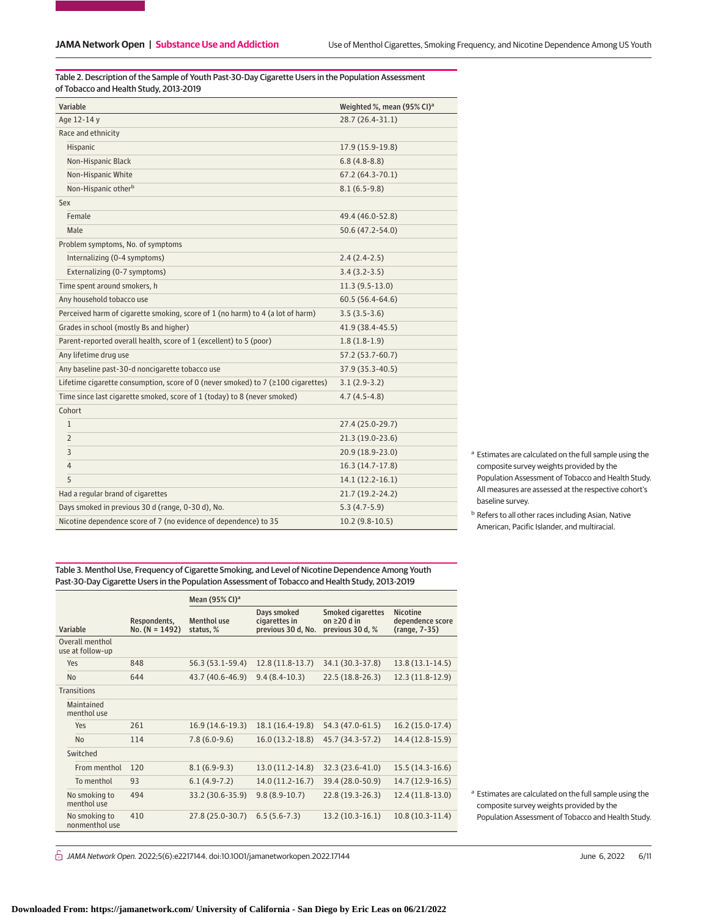Table 2. Description of the Sample of Youth Past-30-Day Cigarette Users in the Population Assessment of Tobacco and Health Study, 2013-2019

| Variable | Weighted %, mean (95% CI)[a] |
|---|---|
| Age 12-14 y | 28.7 (26.4-31.1) |
| Race and ethnicity | |
| Hispanic | 17.9 (15.9-19.8) |
| Non-Hispanic Black | 6.8 (4.8-8.8) |
| Non-Hispanic White | 67.2 (64.3-70.1) |
| Non-Hispanic other[b] | 8.1 (6.5-9.8) |
| Sex | |
| Female | 49.4 (46.0-52.8) |
| Male | 50.6 (47.2-54.0) |
| Problem symptoms, No. of symptoms | |
| Internalizing (0-4 symptoms) | 2.4 (2.4-2.5) |
| Externalizing (0-7 symptoms) | 3.4 (3.2-3.5) |
| Time spent around smokers, h | 11.3 (9.5-13.0) |
| Any household tobacco use | 60.5 (56.4-64.6) |
| Perceived harm of cigarette smoking, score of 1 (no harm) to 4 (a lot of harm) | 3.5 (3.5-3.6) |
| Grades in school (mostly Bs and higher) | 41.9 (38.4-45.5) |
| Parent-reported overall health, score of 1 (excellent) to 5 (poor) | 1.8 (1.8-1.9) |
| Any lifetime drug use | 57.2 (53.7-60.7) |
| Any baseline past-30-d noncigarette tobacco use | 37.9 (35.3-40.5) |
| Lifetime cigarette consumption, score of 0 (never smoked) to 7 (≥100 cigarettes) | 3.1 (2.9-3.2) |
| Time since last cigarette smoked, score of 1 (today) to 8 (never smoked) | 4.7 (4.5-4.8) |
| Cohort | |
| 1 | 27.4 (25.0-29.7) |
| 2 | 21.3 (19.0-23.6) |
| 3 | 20.9 (18.9-23.0) |
| 4 | 16.3 (14.7-17.8) |
| 5 | 14.1 (12.2-16.1) |
| Had a regular brand of cigarettes | 21.7 (19.2-24.2) |
| Days smoked in previous 30 d (range, 0-30 d), No. | 5.3 (4.7-5.9) |
| Nicotine dependence score of 7 (no evidence of dependence) to 35 | 10.2 (9.8-10.5) |

[a] Estimates are calculated on the full sample using the composite survey weights provided by the Population Assessment of Tobacco and Health Study. All measures are assessed at the respective cohort's baseline survey.

[b] Refers to all other races including Asian, Native American, Pacific Islander, and multiracial.

Table 3. Menthol Use, Frequency of Cigarette Smoking, and Level of Nicotine Dependence Among Youth Past-30-Day Cigarette Users in the Population Assessment of Tobacco and Health Study, 2013-2019

| | | Mean (95% CI)[a] | | | |
|---|---|---|---|---|---|
| Variable | Respondents, No. (N = 1492) | Menthol use status, % | Days smoked cigarettes in previous 30 d, No. | Smoked cigarettes on ≥20 d in previous 30 d, % | Nicotine dependence score (range, 7-35) |
| Overall menthol use at follow-up | | | | | |
| Yes | 848 | 56.3 (53.1-59.4) | 12.8 (11.8-13.7) | 34.1 (30.3-37.8) | 13.8 (13.1-14.5) |
| No | 644 | 43.7 (40.6-46.9) | 9.4 (8.4-10.3) | 22.5 (18.8-26.3) | 12.3 (11.8-12.9) |
| Transitions | | | | | |
| Maintained menthol use | | | | | |
| Yes | 261 | 16.9 (14.6-19.3) | 18.1 (16.4-19.8) | 54.3 (47.0-61.5) | 16.2 (15.0-17.4) |
| No | 114 | 7.8 (6.0-9.6) | 16.0 (13.2-18.8) | 45.7 (34.3-57.2) | 14.4 (12.8-15.9) |
| Switched | | | | | |
| From menthol | 120 | 8.1 (6.9-9.3) | 13.0 (11.2-14.8) | 32.3 (23.6-41.0) | 15.5 (14.3-16.6) |
| To menthol | 93 | 6.1 (4.9-7.2) | 14.0 (11.2-16.7) | 39.4 (28.0-50.9) | 14.7 (12.9-16.5) |
| No smoking to menthol use | 494 | 33.2 (30.6-35.9) | 9.8 (8.9-10.7) | 22.8 (19.3-26.3) | 12.4 (11.8-13.0) |
| No smoking to nonmenthol use | 410 | 27.8 (25.0-30.7) | 6.5 (5.6-7.3) | 13.2 (10.3-16.1) | 10.8 (10.3-11.4) |

[a] Estimates are calculated on the full sample using the composite survey weights provided by the Population Assessment of Tobacco and Health Study.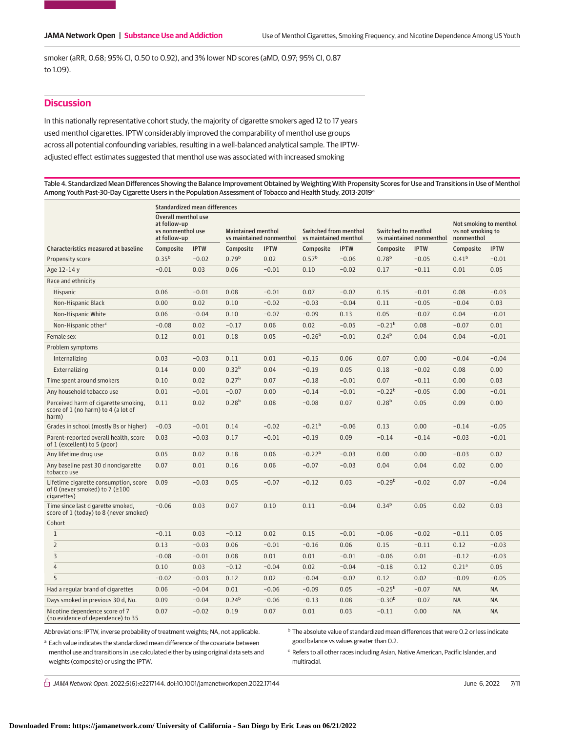smoker (aRR, 0.68; 95% CI, 0.50 to 0.92), and 3% lower ND scores (aMD, 0.97; 95% CI, 0.87 to 1.09).

## Discussion

In this nationally representative cohort study, the majority of cigarette smokers aged 12 to 17 years used menthol cigarettes. IPTW considerably improved the comparability of menthol use groups across all potential confounding variables, resulting in a well-balanced analytical sample. The IPTW-adjusted effect estimates suggested that menthol use was associated with increased smoking

Table 4. Standardized Mean Differences Showing the Balance Improvement Obtained by Weighting With Propensity Scores for Use and Transitions in Use of Menthol Among Youth Past-30-Day Cigarette Users in the Population Assessment of Tobacco and Health Study, 2013-2019[a]

| Characteristics measured at baseline | Standardized mean differences | | | | | | | | | |
|---|---|---|---|---|---|---|---|---|---|---|
| | Overall menthol use at follow-up vs nonmenthol use at follow-up | | Maintained menthol vs maintained nonmenthol | | Switched from menthol vs maintained menthol | | Switched to menthol vs maintained nonmenthol | | Not smoking to menthol vs not smoking to nonmenthol | |
| | Composite | IPTW | Composite | IPTW | Composite | IPTW | Composite | IPTW | Composite | IPTW |
| Propensity score | 0.35[b] | −0.02 | 0.79[b] | 0.02 | 0.57[b] | −0.06 | 0.78[b] | −0.05 | 0.41[b] | −0.01 |
| Age 12-14 y | −0.01 | 0.03 | 0.06 | −0.01 | 0.10 | −0.02 | 0.17 | −0.11 | 0.01 | 0.05 |
| Race and ethnicity | | | | | | | | | | |
| Hispanic | 0.06 | −0.01 | 0.08 | −0.01 | 0.07 | −0.02 | 0.15 | −0.01 | 0.08 | −0.03 |
| Non-Hispanic Black | 0.00 | 0.02 | 0.10 | −0.02 | −0.03 | −0.04 | 0.11 | −0.05 | −0.04 | 0.03 |
| Non-Hispanic White | 0.06 | −0.04 | 0.10 | −0.07 | −0.09 | 0.13 | 0.05 | −0.07 | 0.04 | −0.01 |
| Non-Hispanic other[c] | −0.08 | 0.02 | −0.17 | 0.06 | 0.02 | −0.05 | −0.21[b] | 0.08 | −0.07 | 0.01 |
| Female sex | 0.12 | 0.01 | 0.18 | 0.05 | −0.26[b] | −0.01 | 0.24[b] | 0.04 | 0.04 | −0.01 |
| Problem symptoms | | | | | | | | | | |
| Internalizing | 0.03 | −0.03 | 0.11 | 0.01 | −0.15 | 0.06 | 0.07 | 0.00 | −0.04 | −0.04 |
| Externalizing | 0.14 | 0.00 | 0.32[b] | 0.04 | −0.19 | 0.05 | 0.18 | −0.02 | 0.08 | 0.00 |
| Time spent around smokers | 0.10 | 0.02 | 0.27[b] | 0.07 | −0.18 | −0.01 | 0.07 | −0.11 | 0.00 | 0.03 |
| Any household tobacco use | 0.01 | −0.01 | −0.07 | 0.00 | −0.14 | −0.01 | −0.22[b] | −0.05 | 0.00 | −0.01 |
| Perceived harm of cigarette smoking, score of 1 (no harm) to 4 (a lot of harm) | 0.11 | 0.02 | 0.28[b] | 0.08 | −0.08 | 0.07 | 0.28[b] | 0.05 | 0.09 | 0.00 |
| Grades in school (mostly Bs or higher) | −0.03 | −0.01 | 0.14 | −0.02 | −0.21[b] | −0.06 | 0.13 | 0.00 | −0.14 | −0.05 |
| Parent-reported overall health, score of 1 (excellent) to 5 (poor) | 0.03 | −0.03 | 0.17 | −0.01 | −0.19 | 0.09 | −0.14 | −0.14 | −0.03 | −0.01 |
| Any lifetime drug use | 0.05 | 0.02 | 0.18 | 0.06 | −0.22[b] | −0.03 | 0.00 | 0.00 | −0.03 | 0.02 |
| Any baseline past 30 d noncigarette tobacco use | 0.07 | 0.01 | 0.16 | 0.06 | −0.07 | −0.03 | 0.04 | 0.04 | 0.02 | 0.00 |
| Lifetime cigarette consumption, score of 0 (never smoked) to 7 (≥100 cigarettes) | 0.09 | −0.03 | 0.05 | −0.07 | −0.12 | 0.03 | −0.29[b] | −0.02 | 0.07 | −0.04 |
| Time since last cigarette smoked, score of 1 (today) to 8 (never smoked) | −0.06 | 0.03 | 0.07 | 0.10 | 0.11 | −0.04 | 0.34[b] | 0.05 | 0.02 | 0.03 |
| Cohort | | | | | | | | | | |
| 1 | −0.11 | 0.03 | −0.12 | 0.02 | 0.15 | −0.01 | −0.06 | −0.02 | −0.11 | 0.05 |
| 2 | 0.13 | −0.03 | 0.06 | −0.01 | −0.16 | 0.06 | 0.15 | −0.11 | 0.12 | −0.03 |
| 3 | −0.08 | −0.01 | 0.08 | 0.01 | 0.01 | −0.01 | −0.06 | 0.01 | −0.12 | −0.03 |
| 4 | 0.10 | 0.03 | −0.12 | −0.04 | 0.02 | −0.04 | −0.18 | 0.12 | 0.21[a] | 0.05 |
| 5 | −0.02 | −0.03 | 0.12 | 0.02 | −0.04 | −0.02 | 0.12 | 0.02 | −0.09 | −0.05 |
| Had a regular brand of cigarettes | 0.06 | −0.04 | 0.01 | −0.06 | −0.09 | 0.05 | −0.25[b] | −0.07 | NA | NA |
| Days smoked in previous 30 d, No. | 0.09 | −0.04 | 0.24[b] | −0.06 | −0.13 | 0.08 | −0.30[b] | −0.07 | NA | NA |
| Nicotine dependence score of 7 (no evidence of dependence) to 35 | 0.07 | −0.02 | 0.19 | 0.07 | 0.01 | 0.03 | −0.11 | 0.00 | NA | NA |

Abbreviations: IPTW, inverse probability of treatment weights; NA, not applicable.

[a] Each value indicates the standardized mean difference of the covariate between menthol use and transitions in use calculated either by using original data sets and weights (composite) or using the IPTW.

[b] The absolute value of standardized mean differences that were 0.2 or less indicate good balance vs values greater than 0.2.

[c] Refers to all other races including Asian, Native American, Pacific Islander, and multiracial.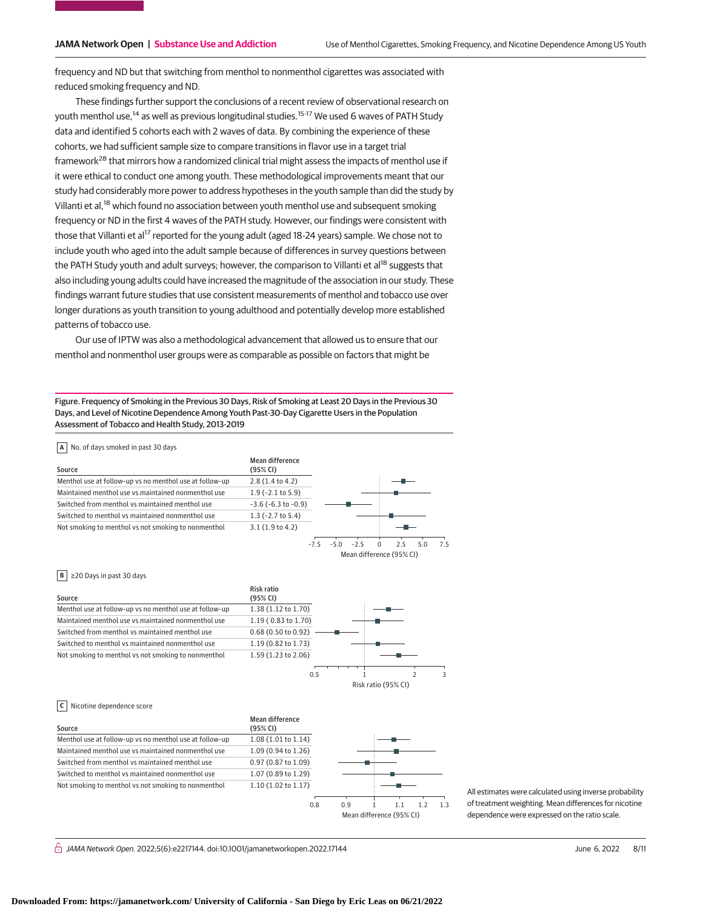frequency and ND but that switching from menthol to nonmenthol cigarettes was associated with reduced smoking frequency and ND.

These findings further support the conclusions of a recent review of observational research on youth menthol use,[14] as well as previous longitudinal studies.[15-17] We used 6 waves of PATH Study data and identified 5 cohorts each with 2 waves of data. By combining the experience of these cohorts, we had sufficient sample size to compare transitions in flavor use in a target trial framework[28] that mirrors how a randomized clinical trial might assess the impacts of menthol use if it were ethical to conduct one among youth. These methodological improvements meant that our study had considerably more power to address hypotheses in the youth sample than did the study by Villanti et al,[18] which found no association between youth menthol use and subsequent smoking frequency or ND in the first 4 waves of the PATH study. However, our findings were consistent with those that Villanti et al[17] reported for the young adult (aged 18-24 years) sample. We chose not to include youth who aged into the adult sample because of differences in survey questions between the PATH Study youth and adult surveys; however, the comparison to Villanti et al[18] suggests that also including young adults could have increased the magnitude of the association in our study. These findings warrant future studies that use consistent measurements of menthol and tobacco use over longer durations as youth transition to young adulthood and potentially develop more established patterns of tobacco use.

Our use of IPTW was also a methodological advancement that allowed us to ensure that our menthol and nonmenthol user groups were as comparable as possible on factors that might be

Figure. Frequency of Smoking in the Previous 30 Days, Risk of Smoking at Least 20 Days in the Previous 30 Days, and Level of Nicotine Dependence Among Youth Past-30-Day Cigarette Users in the Population Assessment of Tobacco and Health Study, 2013-2019

**A** No. of days smoked in past 30 days

| Source | Mean difference (95% CI) |
|---|---|
| Menthol use at follow-up vs no menthol use at follow-up | 2.8 (1.4 to 4.2) |
| Maintained menthol use vs maintained nonmenthol use | 1.9 (−2.1 to 5.9) |
| Switched from menthol vs maintained menthol use | −3.6 (−6.3 to −0.9) |
| Switched to menthol vs maintained nonmenthol use | 1.3 (−2.7 to 5.4) |
| Not smoking to menthol vs not smoking to nonmenthol | 3.1 (1.9 to 4.2) |

**B** ≥20 Days in past 30 days

| Source | Risk ratio (95% CI) |
|---|---|
| Menthol use at follow-up vs no menthol use at follow-up | 1.38 (1.12 to 1.70) |
| Maintained menthol use vs maintained nonmenthol use | 1.19 (0.83 to 1.70) |
| Switched from menthol vs maintained menthol use | 0.68 (0.50 to 0.92) |
| Switched to menthol vs maintained nonmenthol use | 1.19 (0.82 to 1.73) |
| Not smoking to menthol vs not smoking to nonmenthol | 1.59 (1.23 to 2.06) |

**C** Nicotine dependence score

| Source | Mean difference (95% CI) |
|---|---|
| Menthol use at follow-up vs no menthol use at follow-up | 1.08 (1.01 to 1.14) |
| Maintained menthol use vs maintained nonmenthol use | 1.09 (0.94 to 1.26) |
| Switched from menthol vs maintained menthol use | 0.97 (0.87 to 1.09) |
| Switched to menthol vs maintained nonmenthol use | 1.07 (0.89 to 1.29) |
| Not smoking to menthol vs not smoking to nonmenthol | 1.10 (1.02 to 1.17) |

All estimates were calculated using inverse probability of treatment weighting. Mean differences for nicotine dependence were expressed on the ratio scale.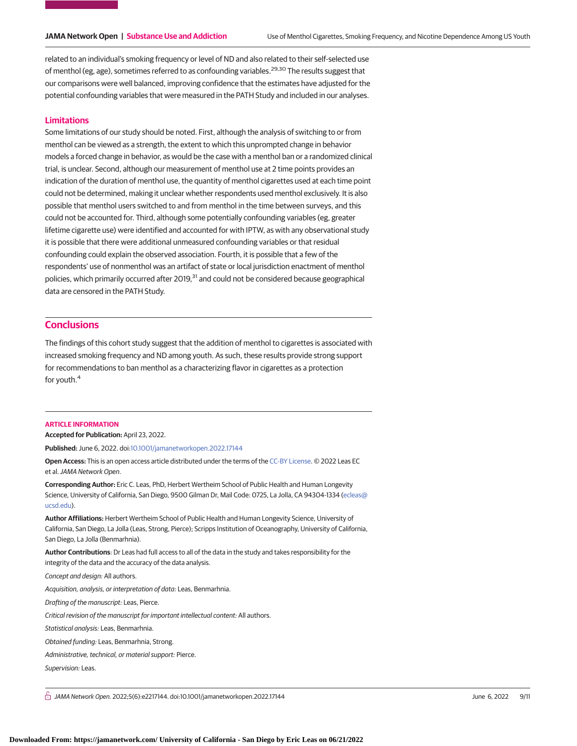related to an individual's smoking frequency or level of ND and also related to their self-selected use of menthol (eg, age), sometimes referred to as confounding variables.[29,30] The results suggest that our comparisons were well balanced, improving confidence that the estimates have adjusted for the potential confounding variables that were measured in the PATH Study and included in our analyses.

### Limitations

Some limitations of our study should be noted. First, although the analysis of switching to or from menthol can be viewed as a strength, the extent to which this unprompted change in behavior models a forced change in behavior, as would be the case with a menthol ban or a randomized clinical trial, is unclear. Second, although our measurement of menthol use at 2 time points provides an indication of the duration of menthol use, the quantity of menthol cigarettes used at each time point could not be determined, making it unclear whether respondents used menthol exclusively. It is also possible that menthol users switched to and from menthol in the time between surveys, and this could not be accounted for. Third, although some potentially confounding variables (eg, greater lifetime cigarette use) were identified and accounted for with IPTW, as with any observational study it is possible that there were additional unmeasured confounding variables or that residual confounding could explain the observed association. Fourth, it is possible that a few of the respondents' use of nonmenthol was an artifact of state or local jurisdiction enactment of menthol policies, which primarily occurred after 2019,[31] and could not be considered because geographical data are censored in the PATH Study.

## Conclusions

The findings of this cohort study suggest that the addition of menthol to cigarettes is associated with increased smoking frequency and ND among youth. As such, these results provide strong support for recommendations to ban menthol as a characterizing flavor in cigarettes as a protection for youth.[4]

**ARTICLE INFORMATION**

**Accepted for Publication:** April 23, 2022.

**Published:** June 6, 2022. doi:10.1001/jamanetworkopen.2022.17144

**Open Access:** This is an open access article distributed under the terms of the CC-BY License. © 2022 Leas EC et al. *JAMA Network Open*.

**Corresponding Author:** Eric C. Leas, PhD, Herbert Wertheim School of Public Health and Human Longevity Science, University of California, San Diego, 9500 Gilman Dr, Mail Code: 0725, La Jolla, CA 94304-1334 (ecleas@ucsd.edu).

**Author Affiliations:** Herbert Wertheim School of Public Health and Human Longevity Science, University of California, San Diego, La Jolla (Leas, Strong, Pierce); Scripps Institution of Oceanography, University of California, San Diego, La Jolla (Benmarhnia).

**Author Contributions**: Dr Leas had full access to all of the data in the study and takes responsibility for the integrity of the data and the accuracy of the data analysis.

*Concept and design:* All authors.

*Acquisition, analysis, or interpretation of data:* Leas, Benmarhnia.

*Drafting of the manuscript:* Leas, Pierce.

*Critical revision of the manuscript for important intellectual content:* All authors.

*Statistical analysis:* Leas, Benmarhnia.

*Obtained funding:* Leas, Benmarhnia, Strong.

*Administrative, technical, or material support:* Pierce.

*Supervision:* Leas.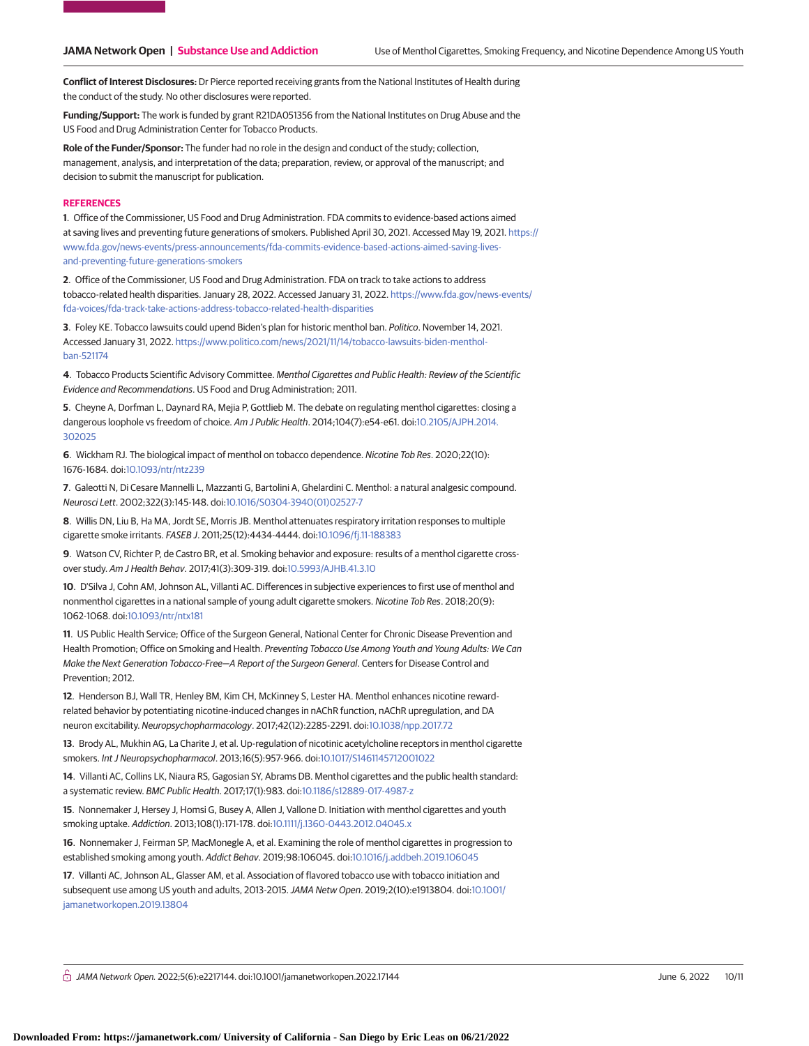**Conflict of Interest Disclosures:** Dr Pierce reported receiving grants from the National Institutes of Health during the conduct of the study. No other disclosures were reported.

**Funding/Support:** The work is funded by grant R21DA051356 from the National Institutes on Drug Abuse and the US Food and Drug Administration Center for Tobacco Products.

**Role of the Funder/Sponsor:** The funder had no role in the design and conduct of the study; collection, management, analysis, and interpretation of the data; preparation, review, or approval of the manuscript; and decision to submit the manuscript for publication.

## REFERENCES

**1**. Office of the Commissioner, US Food and Drug Administration. FDA commits to evidence-based actions aimed at saving lives and preventing future generations of smokers. Published April 30, 2021. Accessed May 19, 2021. https://www.fda.gov/news-events/press-announcements/fda-commits-evidence-based-actions-aimed-saving-lives-and-preventing-future-generations-smokers

**2**. Office of the Commissioner, US Food and Drug Administration. FDA on track to take actions to address tobacco-related health disparities. January 28, 2022. Accessed January 31, 2022. https://www.fda.gov/news-events/fda-voices/fda-track-take-actions-address-tobacco-related-health-disparities

**3**. Foley KE. Tobacco lawsuits could upend Biden's plan for historic menthol ban. *Politico*. November 14, 2021. Accessed January 31, 2022. https://www.politico.com/news/2021/11/14/tobacco-lawsuits-biden-menthol-ban-521174

**4**. Tobacco Products Scientific Advisory Committee. *Menthol Cigarettes and Public Health: Review of the Scientific Evidence and Recommendations*. US Food and Drug Administration; 2011.

**5**. Cheyne A, Dorfman L, Daynard RA, Mejia P, Gottlieb M. The debate on regulating menthol cigarettes: closing a dangerous loophole vs freedom of choice. *Am J Public Health*. 2014;104(7):e54-e61. doi:10.2105/AJPH.2014.302025

**6**. Wickham RJ. The biological impact of menthol on tobacco dependence. *Nicotine Tob Res*. 2020;22(10):1676-1684. doi:10.1093/ntr/ntz239

**7**. Galeotti N, Di Cesare Mannelli L, Mazzanti G, Bartolini A, Ghelardini C. Menthol: a natural analgesic compound. *Neurosci Lett*. 2002;322(3):145-148. doi:10.1016/S0304-3940(01)02527-7

**8**. Willis DN, Liu B, Ha MA, Jordt SE, Morris JB. Menthol attenuates respiratory irritation responses to multiple cigarette smoke irritants. *FASEB J*. 2011;25(12):4434-4444. doi:10.1096/fj.11-188383

**9**. Watson CV, Richter P, de Castro BR, et al. Smoking behavior and exposure: results of a menthol cigarette cross-over study. *Am J Health Behav*. 2017;41(3):309-319. doi:10.5993/AJHB.41.3.10

**10**. D'Silva J, Cohn AM, Johnson AL, Villanti AC. Differences in subjective experiences to first use of menthol and nonmenthol cigarettes in a national sample of young adult cigarette smokers. *Nicotine Tob Res*. 2018;20(9):1062-1068. doi:10.1093/ntr/ntx181

**11**. US Public Health Service; Office of the Surgeon General, National Center for Chronic Disease Prevention and Health Promotion; Office on Smoking and Health. *Preventing Tobacco Use Among Youth and Young Adults: We Can Make the Next Generation Tobacco-Free—A Report of the Surgeon General*. Centers for Disease Control and Prevention; 2012.

**12**. Henderson BJ, Wall TR, Henley BM, Kim CH, McKinney S, Lester HA. Menthol enhances nicotine reward-related behavior by potentiating nicotine-induced changes in nAChR function, nAChR upregulation, and DA neuron excitability. *Neuropsychopharmacology*. 2017;42(12):2285-2291. doi:10.1038/npp.2017.72

**13**. Brody AL, Mukhin AG, La Charite J, et al. Up-regulation of nicotinic acetylcholine receptors in menthol cigarette smokers. *Int J Neuropsychopharmacol*. 2013;16(5):957-966. doi:10.1017/S1461145712001022

**14**. Villanti AC, Collins LK, Niaura RS, Gagosian SY, Abrams DB. Menthol cigarettes and the public health standard: a systematic review. *BMC Public Health*. 2017;17(1):983. doi:10.1186/s12889-017-4987-z

**15**. Nonnemaker J, Hersey J, Homsi G, Busey A, Allen J, Vallone D. Initiation with menthol cigarettes and youth smoking uptake. *Addiction*. 2013;108(1):171-178. doi:10.1111/j.1360-0443.2012.04045.x

**16**. Nonnemaker J, Feirman SP, MacMonegle A, et al. Examining the role of menthol cigarettes in progression to established smoking among youth. *Addict Behav*. 2019;98:106045. doi:10.1016/j.addbeh.2019.106045

**17**. Villanti AC, Johnson AL, Glasser AM, et al. Association of flavored tobacco use with tobacco initiation and subsequent use among US youth and adults, 2013-2015. *JAMA Netw Open*. 2019;2(10):e1913804. doi:10.1001/jamanetworkopen.2019.13804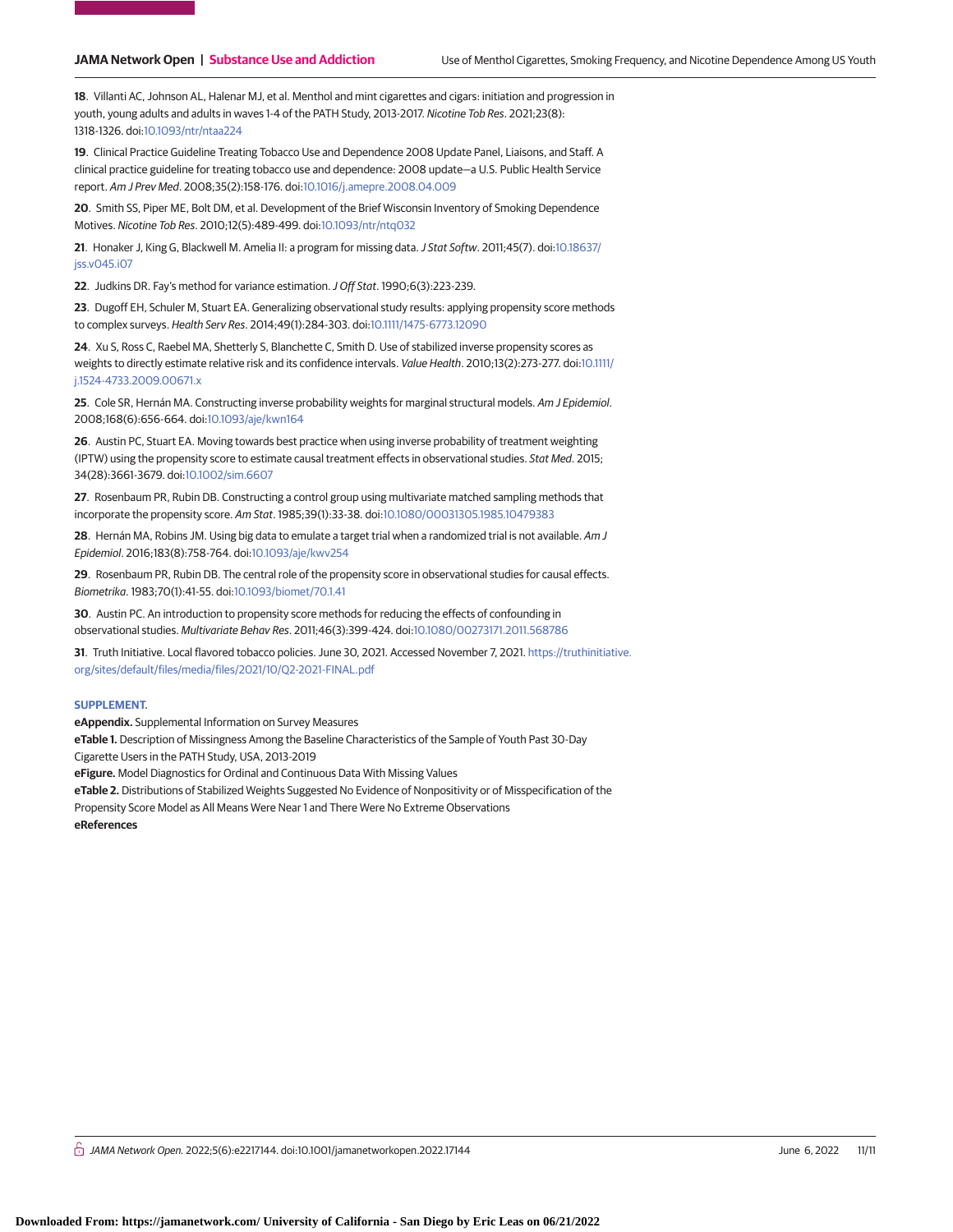**18**. Villanti AC, Johnson AL, Halenar MJ, et al. Menthol and mint cigarettes and cigars: initiation and progression in youth, young adults and adults in waves 1-4 of the PATH Study, 2013-2017. *Nicotine Tob Res*. 2021;23(8): 1318-1326. doi:10.1093/ntr/ntaa224

**19**. Clinical Practice Guideline Treating Tobacco Use and Dependence 2008 Update Panel, Liaisons, and Staff. A clinical practice guideline for treating tobacco use and dependence: 2008 update—a U.S. Public Health Service report. *Am J Prev Med*. 2008;35(2):158-176. doi:10.1016/j.amepre.2008.04.009

**20**. Smith SS, Piper ME, Bolt DM, et al. Development of the Brief Wisconsin Inventory of Smoking Dependence Motives. *Nicotine Tob Res*. 2010;12(5):489-499. doi:10.1093/ntr/ntq032

**21**. Honaker J, King G, Blackwell M. Amelia II: a program for missing data. *J Stat Softw*. 2011;45(7). doi:10.18637/jss.v045.i07

**22**. Judkins DR. Fay's method for variance estimation. *J Off Stat*. 1990;6(3):223-239.

**23**. Dugoff EH, Schuler M, Stuart EA. Generalizing observational study results: applying propensity score methods to complex surveys. *Health Serv Res*. 2014;49(1):284-303. doi:10.1111/1475-6773.12090

**24**. Xu S, Ross C, Raebel MA, Shetterly S, Blanchette C, Smith D. Use of stabilized inverse propensity scores as weights to directly estimate relative risk and its confidence intervals. *Value Health*. 2010;13(2):273-277. doi:10.1111/j.1524-4733.2009.00671.x

**25**. Cole SR, Hernán MA. Constructing inverse probability weights for marginal structural models. *Am J Epidemiol*. 2008;168(6):656-664. doi:10.1093/aje/kwn164

**26**. Austin PC, Stuart EA. Moving towards best practice when using inverse probability of treatment weighting (IPTW) using the propensity score to estimate causal treatment effects in observational studies. *Stat Med*. 2015; 34(28):3661-3679. doi:10.1002/sim.6607

**27**. Rosenbaum PR, Rubin DB. Constructing a control group using multivariate matched sampling methods that incorporate the propensity score. *Am Stat*. 1985;39(1):33-38. doi:10.1080/00031305.1985.10479383

**28**. Hernán MA, Robins JM. Using big data to emulate a target trial when a randomized trial is not available. *Am J Epidemiol*. 2016;183(8):758-764. doi:10.1093/aje/kwv254

**29**. Rosenbaum PR, Rubin DB. The central role of the propensity score in observational studies for causal effects. *Biometrika*. 1983;70(1):41-55. doi:10.1093/biomet/70.1.41

**30**. Austin PC. An introduction to propensity score methods for reducing the effects of confounding in observational studies. *Multivariate Behav Res*. 2011;46(3):399-424. doi:10.1080/00273171.2011.568786

**31**. Truth Initiative. Local flavored tobacco policies. June 30, 2021. Accessed November 7, 2021. https://truthinitiative.org/sites/default/files/media/files/2021/10/Q2-2021-FINAL.pdf

## SUPPLEMENT.

**eAppendix.** Supplemental Information on Survey Measures
**eTable 1.** Description of Missingness Among the Baseline Characteristics of the Sample of Youth Past 30-Day Cigarette Users in the PATH Study, USA, 2013-2019
**eFigure.** Model Diagnostics for Ordinal and Continuous Data With Missing Values
**eTable 2.** Distributions of Stabilized Weights Suggested No Evidence of Nonpositivity or of Misspecification of the Propensity Score Model as All Means Were Near 1 and There Were No Extreme Observations
**eReferences**